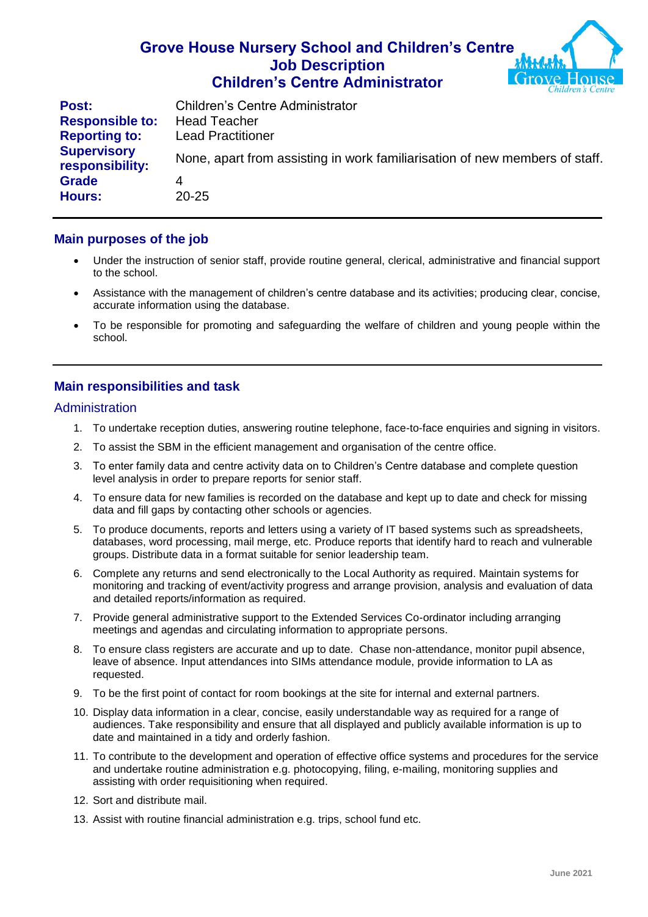# Grove House Nursery School and Children's Centre
# Job Description
# Children's Centre Administrator

| | |
|---|---|
| **Post:** | Children's Centre Administrator |
| **Responsible to:** | Head Teacher |
| **Reporting to:** | Lead Practitioner |
| **Supervisory responsibility:** | None, apart from assisting in work familiarisation of new members of staff. |
| **Grade** | 4 |
| **Hours:** | 20-25 |

## Main purposes of the job

- Under the instruction of senior staff, provide routine general, clerical, administrative and financial support to the school.
- Assistance with the management of children's centre database and its activities; producing clear, concise, accurate information using the database.
- To be responsible for promoting and safeguarding the welfare of children and young people within the school.

## Main responsibilities and task

### Administration

1. To undertake reception duties, answering routine telephone, face-to-face enquiries and signing in visitors.
2. To assist the SBM in the efficient management and organisation of the centre office.
3. To enter family data and centre activity data on to Children's Centre database and complete question level analysis in order to prepare reports for senior staff.
4. To ensure data for new families is recorded on the database and kept up to date and check for missing data and fill gaps by contacting other schools or agencies.
5. To produce documents, reports and letters using a variety of IT based systems such as spreadsheets, databases, word processing, mail merge, etc. Produce reports that identify hard to reach and vulnerable groups. Distribute data in a format suitable for senior leadership team.
6. Complete any returns and send electronically to the Local Authority as required. Maintain systems for monitoring and tracking of event/activity progress and arrange provision, analysis and evaluation of data and detailed reports/information as required.
7. Provide general administrative support to the Extended Services Co-ordinator including arranging meetings and agendas and circulating information to appropriate persons.
8. To ensure class registers are accurate and up to date. Chase non-attendance, monitor pupil absence, leave of absence. Input attendances into SIMs attendance module, provide information to LA as requested.
9. To be the first point of contact for room bookings at the site for internal and external partners.
10. Display data information in a clear, concise, easily understandable way as required for a range of audiences. Take responsibility and ensure that all displayed and publicly available information is up to date and maintained in a tidy and orderly fashion.
11. To contribute to the development and operation of effective office systems and procedures for the service and undertake routine administration e.g. photocopying, filing, e-mailing, monitoring supplies and assisting with order requisitioning when required.
12. Sort and distribute mail.
13. Assist with routine financial administration e.g. trips, school fund etc.

June 2021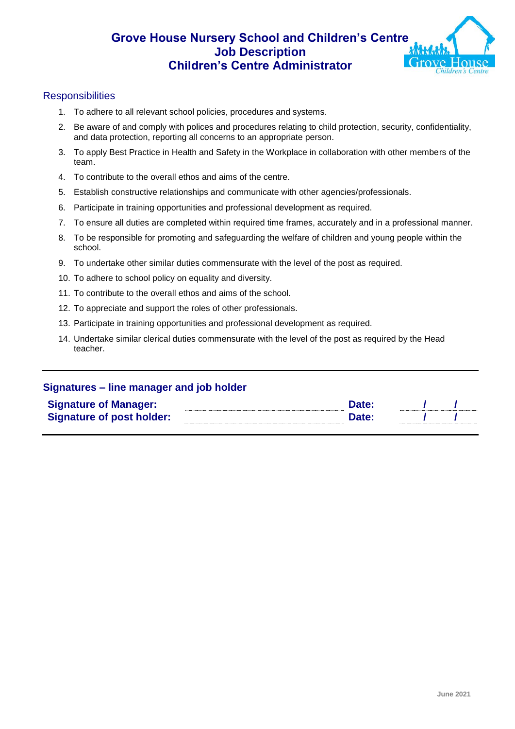# Grove House Nursery School and Children's Centre
## Job Description
## Children's Centre Administrator

### Responsibilities

1. To adhere to all relevant school policies, procedures and systems.
2. Be aware of and comply with polices and procedures relating to child protection, security, confidentiality, and data protection, reporting all concerns to an appropriate person.
3. To apply Best Practice in Health and Safety in the Workplace in collaboration with other members of the team.
4. To contribute to the overall ethos and aims of the centre.
5. Establish constructive relationships and communicate with other agencies/professionals.
6. Participate in training opportunities and professional development as required.
7. To ensure all duties are completed within required time frames, accurately and in a professional manner.
8. To be responsible for promoting and safeguarding the welfare of children and young people within the school.
9. To undertake other similar duties commensurate with the level of the post as required.
10. To adhere to school policy on equality and diversity.
11. To contribute to the overall ethos and aims of the school.
12. To appreciate and support the roles of other professionals.
13. Participate in training opportunities and professional development as required.
14. Undertake similar clerical duties commensurate with the level of the post as required by the Head teacher.

---

### Signatures – line manager and job holder

| | | | |
|---|---|---|---|
| **Signature of Manager:** | ............................................ | **Date:** | ...... / ...... / ...... |
| **Signature of post holder:** | ............................................ | **Date:** | ...... / ...... / ...... |

---

June 2021